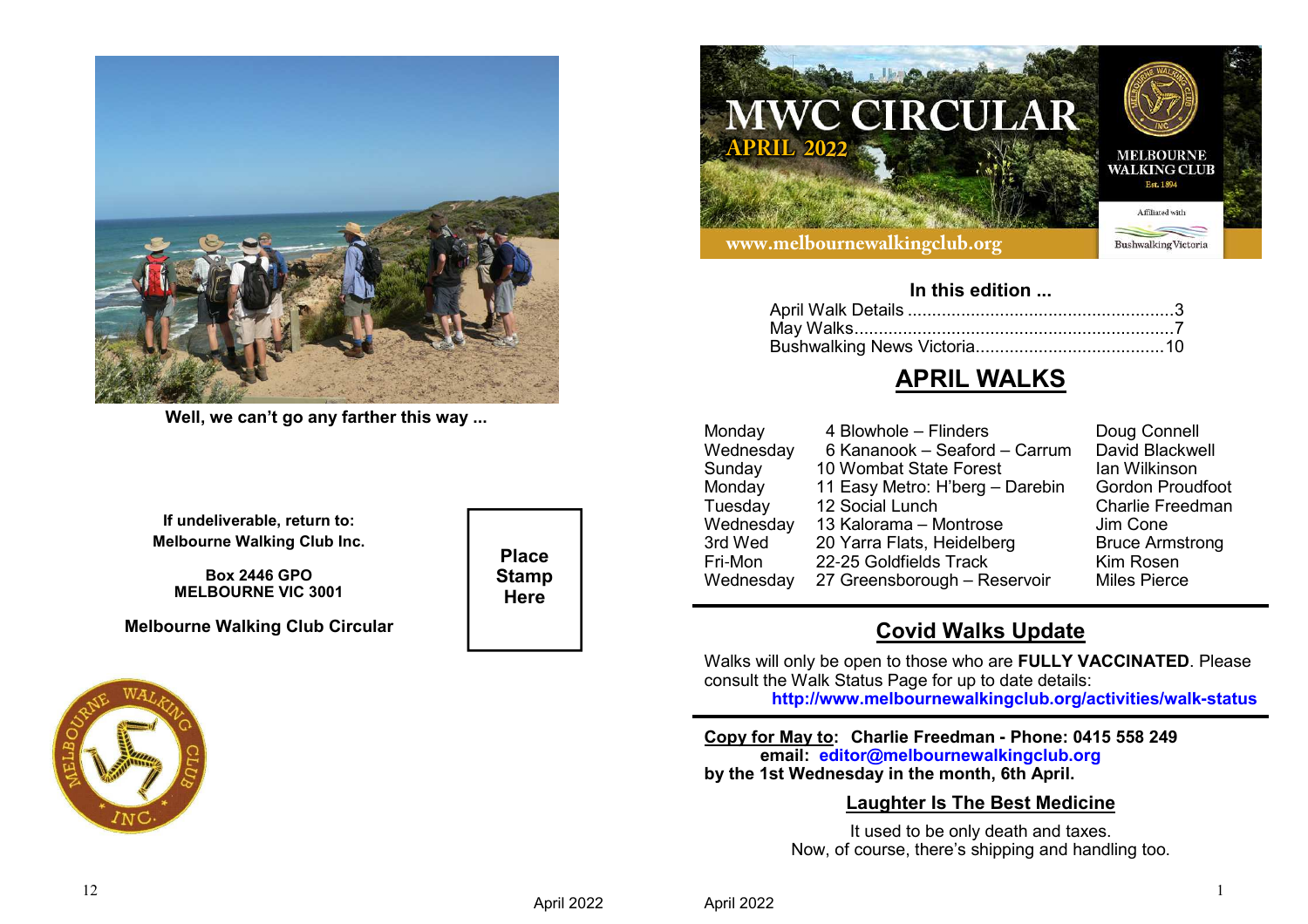Well, we can't go any farther this way ...

**If undeliverable, return to:**
**Melbourne Walking Club Inc.**

**Box 2446 GPO**
**MELBOURNE VIC 3001**

**Melbourne Walking Club Circular**

**Place Stamp Here**

# MWC CIRCULAR

**APRIL 2022**

www.melbournewalkingclub.org

MELBOURNE WALKING CLUB
Est. 1894

Affiliated with Bushwalking Victoria

**In this edition ...**

April Walk Details .......................................................3
May Walks.................................................................7
Bushwalking News Victoria.......................................10

## APRIL WALKS

| | | |
|---|---|---|
| Monday | 4 Blowhole – Flinders | Doug Connell |
| Wednesday | 6 Kananook – Seaford – Carrum | David Blackwell |
| Sunday | 10 Wombat State Forest | Ian Wilkinson |
| Monday | 11 Easy Metro: H'berg – Darebin | Gordon Proudfoot |
| Tuesday | 12 Social Lunch | Charlie Freedman |
| Wednesday | 13 Kalorama – Montrose | Jim Cone |
| 3rd Wed | 20 Yarra Flats, Heidelberg | Bruce Armstrong |
| Fri-Mon | 22-25 Goldfields Track | Kim Rosen |
| Wednesday | 27 Greensborough – Reservoir | Miles Pierce |

## Covid Walks Update

Walks will only be open to those who are **FULLY VACCINATED**. Please consult the Walk Status Page for up to date details:
**http://www.melbournewalkingclub.org/activities/walk-status**

**Copy for May to: Charlie Freedman - Phone: 0415 558 249**
**email: editor@melbournewalkingclub.org**
**by the 1st Wednesday in the month, 6th April.**

### Laughter Is The Best Medicine

It used to be only death and taxes.
Now, of course, there's shipping and handling too.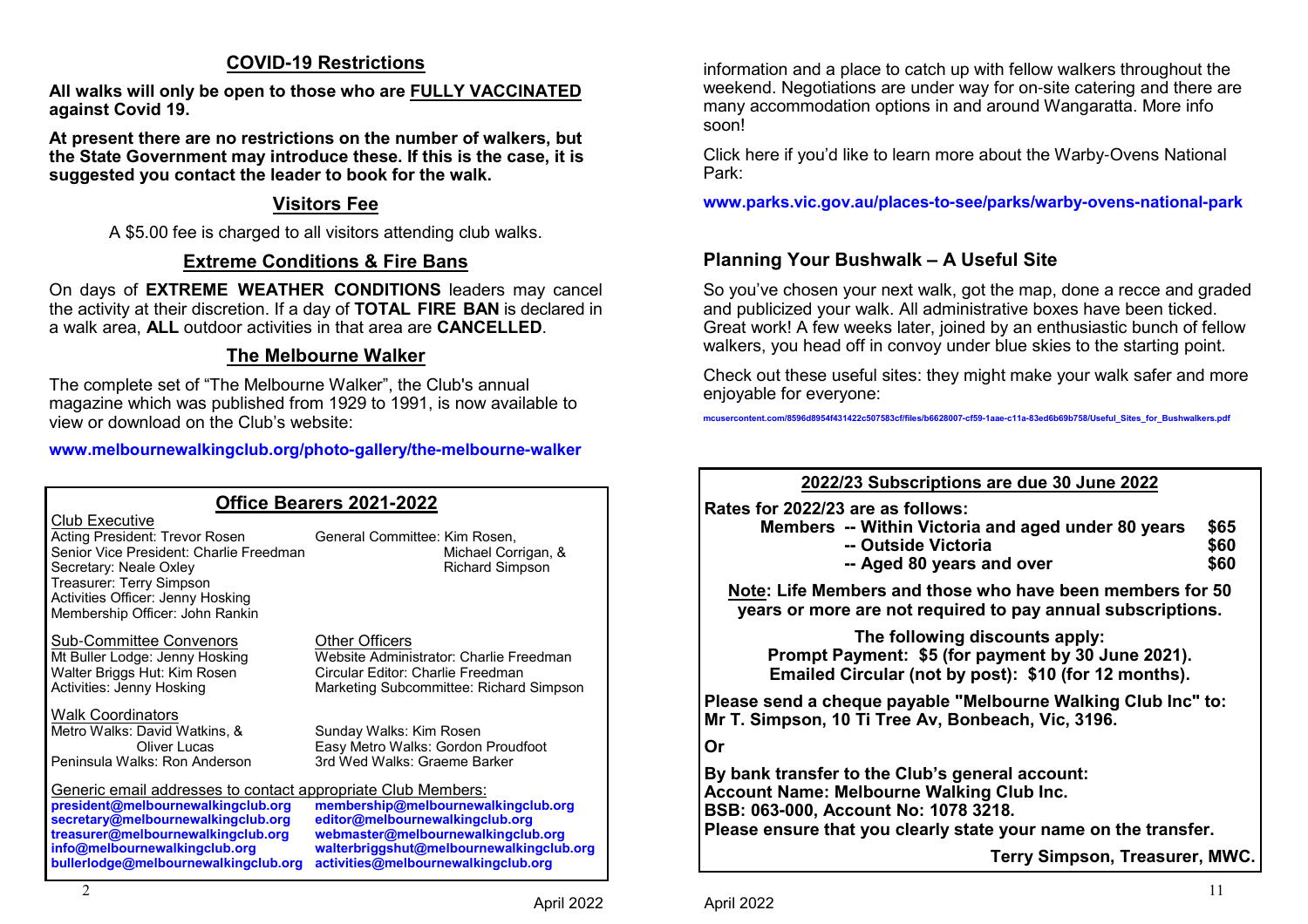## COVID-19 Restrictions

**All walks will only be open to those who are FULLY VACCINATED against Covid 19.**

**At present there are no restrictions on the number of walkers, but the State Government may introduce these. If this is the case, it is suggested you contact the leader to book for the walk.**

## Visitors Fee

A $5.00 fee is charged to all visitors attending club walks.

## Extreme Conditions & Fire Bans

On days of **EXTREME WEATHER CONDITIONS** leaders may cancel the activity at their discretion. If a day of **TOTAL FIRE BAN** is declared in a walk area, **ALL** outdoor activities in that area are **CANCELLED**.

## The Melbourne Walker

The complete set of "The Melbourne Walker", the Club's annual magazine which was published from 1929 to 1991, is now available to view or download on the Club's website:

**www.melbournewalkingclub.org/photo-gallery/the-melbourne-walker**

## Office Bearers 2021-2022

**Club Executive**

- Acting President: Trevor Rosen
- Senior Vice President: Charlie Freedman
- Secretary: Neale Oxley
- Treasurer: Terry Simpson
- Activities Officer: Jenny Hosking
- Membership Officer: John Rankin

General Committee: Kim Rosen, Michael Corrigan, & Richard Simpson

**Sub-Committee Convenors**

- Mt Buller Lodge: Jenny Hosking
- Walter Briggs Hut: Kim Rosen
- Activities: Jenny Hosking

**Other Officers**

- Website Administrator: Charlie Freedman
- Circular Editor: Charlie Freedman
- Marketing Subcommittee: Richard Simpson

**Walk Coordinators**

- Metro Walks: David Watkins, & Oliver Lucas
- Peninsula Walks: Ron Anderson
- Sunday Walks: Kim Rosen
- Easy Metro Walks: Gordon Proudfoot
- 3rd Wed Walks: Graeme Barker

**Generic email addresses to contact appropriate Club Members:**

- **president@melbournewalkingclub.org**
- **secretary@melbournewalkingclub.org**
- **treasurer@melbournewalkingclub.org**
- **info@melbournewalkingclub.org**
- **bullerlodge@melbournewalkingclub.org**
- **membership@melbournewalkingclub.org**
- **editor@melbournewalkingclub.org**
- **webmaster@melbournewalkingclub.org**
- **walterbriggshut@melbournewalkingclub.org**
- **activities@melbournewalkingclub.org**

information and a place to catch up with fellow walkers throughout the weekend. Negotiations are under way for on-site catering and there are many accommodation options in and around Wangaratta. More info soon!

Click here if you'd like to learn more about the Warby-Ovens National Park:

**www.parks.vic.gov.au/places-to-see/parks/warby-ovens-national-park**

## Planning Your Bushwalk – A Useful Site

So you've chosen your next walk, got the map, done a recce and graded and publicized your walk. All administrative boxes have been ticked. Great work! A few weeks later, joined by an enthusiastic bunch of fellow walkers, you head off in convoy under blue skies to the starting point.

Check out these useful sites: they might make your walk safer and more enjoyable for everyone:

**mcusercontent.com/8596d8954f431422c507583cf/files/b6628007-cf59-1aae-c11a-83ed6b69b758/Useful_Sites_for_Bushwalkers.pdf**

## 2022/23 Subscriptions are due 30 June 2022

**Rates for 2022/23 are as follows:**

| | |
|---|---|
| **Members -- Within Victoria and aged under 80 years** | **$65** |
| **-- Outside Victoria** | **$60** |
| **-- Aged 80 years and over** | **$60** |

**Note: Life Members and those who have been members for 50 years or more are not required to pay annual subscriptions.**

**The following discounts apply:**
**Prompt Payment: $5 (for payment by 30 June 2021).**
**Emailed Circular (not by post): $10 (for 12 months).**

**Please send a cheque payable "Melbourne Walking Club Inc" to: Mr T. Simpson, 10 Ti Tree Av, Bonbeach, Vic, 3196.**

**Or**

**By bank transfer to the Club's general account:**
**Account Name: Melbourne Walking Club Inc.**
**BSB: 063-000, Account No: 1078 3218.**
**Please ensure that you clearly state your name on the transfer.**

**Terry Simpson, Treasurer, MWC.**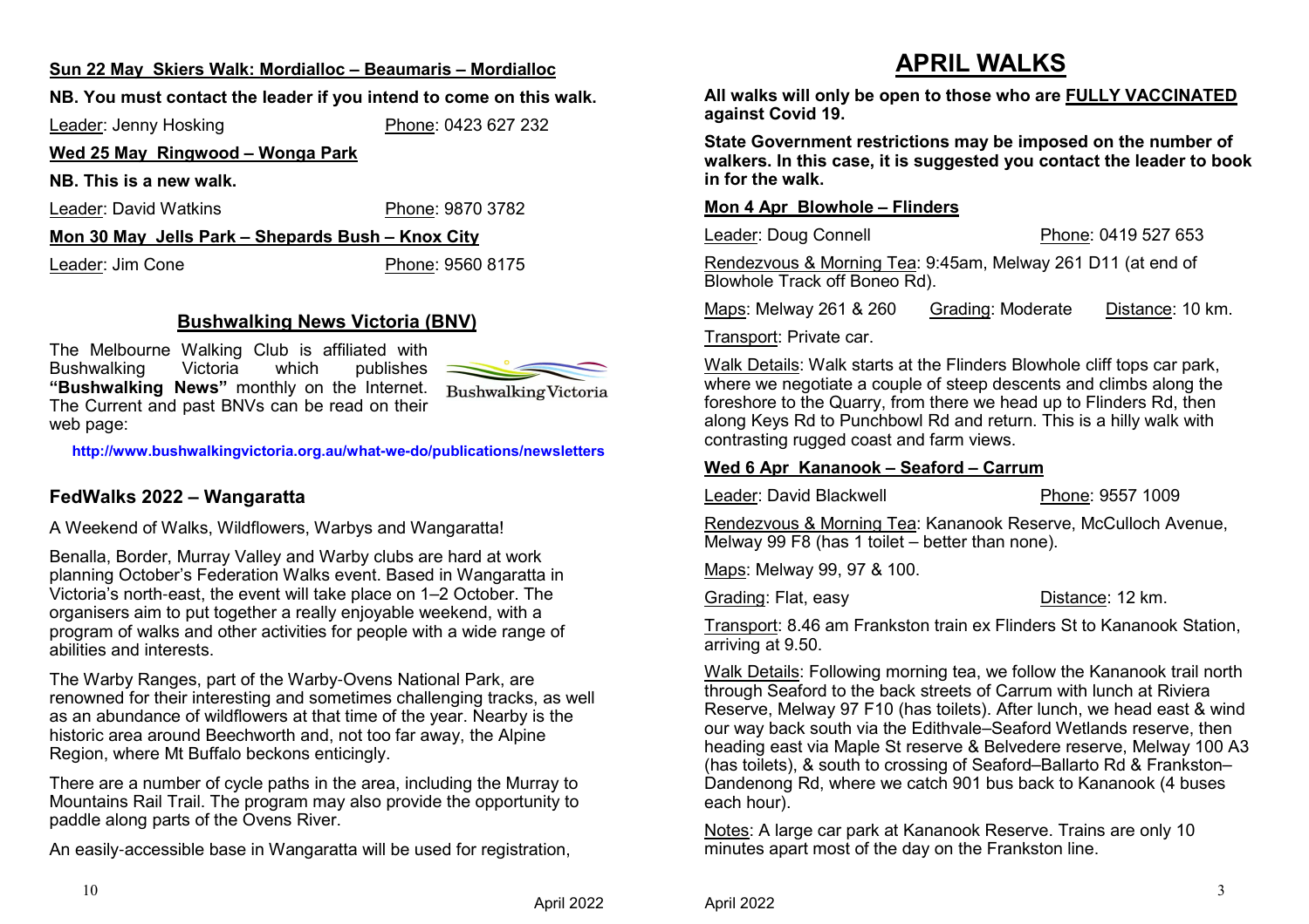**Sun 22 May  Skiers Walk: Mordialloc – Beaumaris – Mordialloc**

**NB. You must contact the leader if you intend to come on this walk.**

Leader: Jenny Hosking  Phone: 0423 627 232

**Wed 25 May  Ringwood – Wonga Park**

**NB. This is a new walk.**

Leader: David Watkins  Phone: 9870 3782

**Mon 30 May  Jells Park – Shepards Bush – Knox City**

Leader: Jim Cone  Phone: 9560 8175

## Bushwalking News Victoria (BNV)

The Melbourne Walking Club is affiliated with Bushwalking Victoria which publishes **"Bushwalking News"** monthly on the Internet. The Current and past BNVs can be read on their web page:

Bushwalking Victoria

**http://www.bushwalkingvictoria.org.au/what-we-do/publications/newsletters**

## FedWalks 2022 – Wangaratta

A Weekend of Walks, Wildflowers, Warbys and Wangaratta!

Benalla, Border, Murray Valley and Warby clubs are hard at work planning October's Federation Walks event. Based in Wangaratta in Victoria's north-east, the event will take place on 1–2 October. The organisers aim to put together a really enjoyable weekend, with a program of walks and other activities for people with a wide range of abilities and interests.

The Warby Ranges, part of the Warby-Ovens National Park, are renowned for their interesting and sometimes challenging tracks, as well as an abundance of wildflowers at that time of the year. Nearby is the historic area around Beechworth and, not too far away, the Alpine Region, where Mt Buffalo beckons enticingly.

There are a number of cycle paths in the area, including the Murray to Mountains Rail Trail. The program may also provide the opportunity to paddle along parts of the Ovens River.

An easily-accessible base in Wangaratta will be used for registration,

# APRIL WALKS

**All walks will only be open to those who are FULLY VACCINATED against Covid 19.**

**State Government restrictions may be imposed on the number of walkers. In this case, it is suggested you contact the leader to book in for the walk.**

**Mon 4 Apr  Blowhole – Flinders**

Leader: Doug Connell  Phone: 0419 527 653

Rendezvous & Morning Tea: 9:45am, Melway 261 D11 (at end of Blowhole Track off Boneo Rd).

Maps: Melway 261 & 260  Grading: Moderate  Distance: 10 km.

Transport: Private car.

Walk Details: Walk starts at the Flinders Blowhole cliff tops car park, where we negotiate a couple of steep descents and climbs along the foreshore to the Quarry, from there we head up to Flinders Rd, then along Keys Rd to Punchbowl Rd and return. This is a hilly walk with contrasting rugged coast and farm views.

**Wed 6 Apr  Kananook – Seaford – Carrum**

Leader: David Blackwell  Phone: 9557 1009

Rendezvous & Morning Tea: Kananook Reserve, McCulloch Avenue, Melway 99 F8 (has 1 toilet – better than none).

Maps: Melway 99, 97 & 100.

Grading: Flat, easy  Distance: 12 km.

Transport: 8.46 am Frankston train ex Flinders St to Kananook Station, arriving at 9.50.

Walk Details: Following morning tea, we follow the Kananook trail north through Seaford to the back streets of Carrum with lunch at Riviera Reserve, Melway 97 F10 (has toilets). After lunch, we head east & wind our way back south via the Edithvale–Seaford Wetlands reserve, then heading east via Maple St reserve & Belvedere reserve, Melway 100 A3 (has toilets), & south to crossing of Seaford–Ballarto Rd & Frankston–Dandenong Rd, where we catch 901 bus back to Kananook (4 buses each hour).

Notes: A large car park at Kananook Reserve. Trains are only 10 minutes apart most of the day on the Frankston line.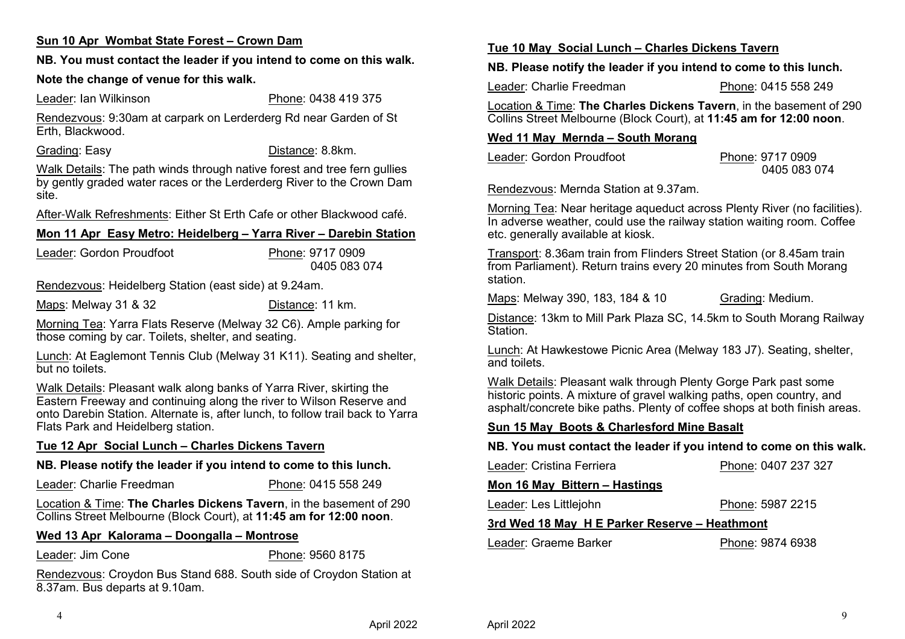**Sun 10 Apr Wombat State Forest – Crown Dam**

**NB. You must contact the leader if you intend to come on this walk.**

**Note the change of venue for this walk.**

Leader: Ian Wilkinson Phone: 0438 419 375

Rendezvous: 9:30am at carpark on Lerderderg Rd near Garden of St Erth, Blackwood.

Grading: Easy Distance: 8.8km.

Walk Details: The path winds through native forest and tree fern gullies by gently graded water races or the Lerderderg River to the Crown Dam site.

After-Walk Refreshments: Either St Erth Cafe or other Blackwood café.

**Mon 11 Apr Easy Metro: Heidelberg – Yarra River – Darebin Station**

Leader: Gordon Proudfoot Phone: 9717 0909
0405 083 074

Rendezvous: Heidelberg Station (east side) at 9.24am.

Maps: Melway 31 & 32 Distance: 11 km.

Morning Tea: Yarra Flats Reserve (Melway 32 C6). Ample parking for those coming by car. Toilets, shelter, and seating.

Lunch: At Eaglemont Tennis Club (Melway 31 K11). Seating and shelter, but no toilets.

Walk Details: Pleasant walk along banks of Yarra River, skirting the Eastern Freeway and continuing along the river to Wilson Reserve and onto Darebin Station. Alternate is, after lunch, to follow trail back to Yarra Flats Park and Heidelberg station.

**Tue 12 Apr Social Lunch – Charles Dickens Tavern**

**NB. Please notify the leader if you intend to come to this lunch.**

Leader: Charlie Freedman Phone: 0415 558 249

Location & Time: **The Charles Dickens Tavern**, in the basement of 290 Collins Street Melbourne (Block Court), at **11:45 am for 12:00 noon**.

**Wed 13 Apr Kalorama – Doongalla – Montrose**

Leader: Jim Cone Phone: 9560 8175

Rendezvous: Croydon Bus Stand 688. South side of Croydon Station at 8.37am. Bus departs at 9.10am.

**Tue 10 May Social Lunch – Charles Dickens Tavern**

**NB. Please notify the leader if you intend to come to this lunch.**

Leader: Charlie Freedman Phone: 0415 558 249

Location & Time: **The Charles Dickens Tavern**, in the basement of 290 Collins Street Melbourne (Block Court), at **11:45 am for 12:00 noon**.

**Wed 11 May Mernda – South Morang**

Leader: Gordon Proudfoot Phone: 9717 0909
0405 083 074

Rendezvous: Mernda Station at 9.37am.

Morning Tea: Near heritage aqueduct across Plenty River (no facilities). In adverse weather, could use the railway station waiting room. Coffee etc. generally available at kiosk.

Transport: 8.36am train from Flinders Street Station (or 8.45am train from Parliament). Return trains every 20 minutes from South Morang station.

Maps: Melway 390, 183, 184 & 10 Grading: Medium.

Distance: 13km to Mill Park Plaza SC, 14.5km to South Morang Railway Station.

Lunch: At Hawkestowe Picnic Area (Melway 183 J7). Seating, shelter, and toilets.

Walk Details: Pleasant walk through Plenty Gorge Park past some historic points. A mixture of gravel walking paths, open country, and asphalt/concrete bike paths. Plenty of coffee shops at both finish areas.

**Sun 15 May Boots & Charlesford Mine Basalt**

**NB. You must contact the leader if you intend to come on this walk.**

Leader: Cristina Ferriera Phone: 0407 237 327

**Mon 16 May Bittern – Hastings**

Leader: Les Littlejohn Phone: 5987 2215

**3rd Wed 18 May H E Parker Reserve – Heathmont**

Leader: Graeme Barker Phone: 9874 6938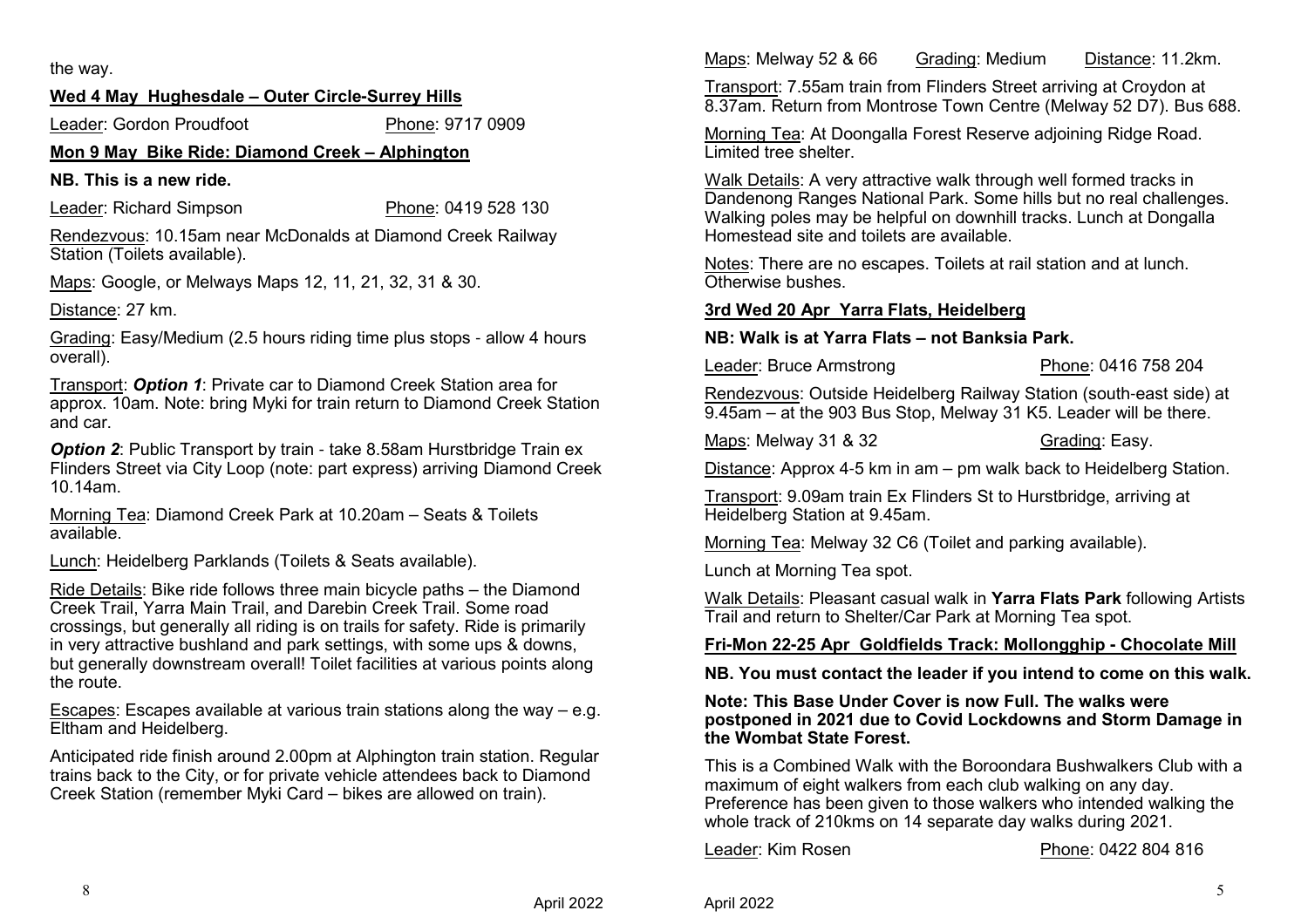the way.

**Wed 4 May  Hughesdale – Outer Circle-Surrey Hills**

Leader: Gordon Proudfoot  Phone: 9717 0909

**Mon 9 May  Bike Ride: Diamond Creek – Alphington**

**NB. This is a new ride.**

Leader: Richard Simpson  Phone: 0419 528 130

Rendezvous: 10.15am near McDonalds at Diamond Creek Railway Station (Toilets available).

Maps: Google, or Melways Maps 12, 11, 21, 32, 31 & 30.

Distance: 27 km.

Grading: Easy/Medium (2.5 hours riding time plus stops - allow 4 hours overall).

Transport: ***Option 1***: Private car to Diamond Creek Station area for approx. 10am. Note: bring Myki for train return to Diamond Creek Station and car.

***Option 2***: Public Transport by train - take 8.58am Hurstbridge Train ex Flinders Street via City Loop (note: part express) arriving Diamond Creek 10.14am.

Morning Tea: Diamond Creek Park at 10.20am – Seats & Toilets available.

Lunch: Heidelberg Parklands (Toilets & Seats available).

Ride Details: Bike ride follows three main bicycle paths – the Diamond Creek Trail, Yarra Main Trail, and Darebin Creek Trail. Some road crossings, but generally all riding is on trails for safety. Ride is primarily in very attractive bushland and park settings, with some ups & downs, but generally downstream overall! Toilet facilities at various points along the route.

Escapes: Escapes available at various train stations along the way – e.g. Eltham and Heidelberg.

Anticipated ride finish around 2.00pm at Alphington train station. Regular trains back to the City, or for private vehicle attendees back to Diamond Creek Station (remember Myki Card – bikes are allowed on train).

Maps: Melway 52 & 66  Grading: Medium  Distance: 11.2km.

Transport: 7.55am train from Flinders Street arriving at Croydon at 8.37am. Return from Montrose Town Centre (Melway 52 D7). Bus 688.

Morning Tea: At Doongalla Forest Reserve adjoining Ridge Road. Limited tree shelter.

Walk Details: A very attractive walk through well formed tracks in Dandenong Ranges National Park. Some hills but no real challenges. Walking poles may be helpful on downhill tracks. Lunch at Dongalla Homestead site and toilets are available.

Notes: There are no escapes. Toilets at rail station and at lunch. Otherwise bushes.

**3rd Wed 20 Apr  Yarra Flats, Heidelberg**

**NB: Walk is at Yarra Flats – not Banksia Park.**

Leader: Bruce Armstrong  Phone: 0416 758 204

Rendezvous: Outside Heidelberg Railway Station (south-east side) at 9.45am – at the 903 Bus Stop, Melway 31 K5. Leader will be there.

Maps: Melway 31 & 32  Grading: Easy.

Distance: Approx 4-5 km in am – pm walk back to Heidelberg Station.

Transport: 9.09am train Ex Flinders St to Hurstbridge, arriving at Heidelberg Station at 9.45am.

Morning Tea: Melway 32 C6 (Toilet and parking available).

Lunch at Morning Tea spot.

Walk Details: Pleasant casual walk in **Yarra Flats Park** following Artists Trail and return to Shelter/Car Park at Morning Tea spot.

**Fri-Mon 22-25 Apr  Goldfields Track: Mollongghip - Chocolate Mill**

**NB. You must contact the leader if you intend to come on this walk.**

**Note: This Base Under Cover is now Full. The walks were postponed in 2021 due to Covid Lockdowns and Storm Damage in the Wombat State Forest.**

This is a Combined Walk with the Boroondara Bushwalkers Club with a maximum of eight walkers from each club walking on any day. Preference has been given to those walkers who intended walking the whole track of 210kms on 14 separate day walks during 2021.

Leader: Kim Rosen  Phone: 0422 804 816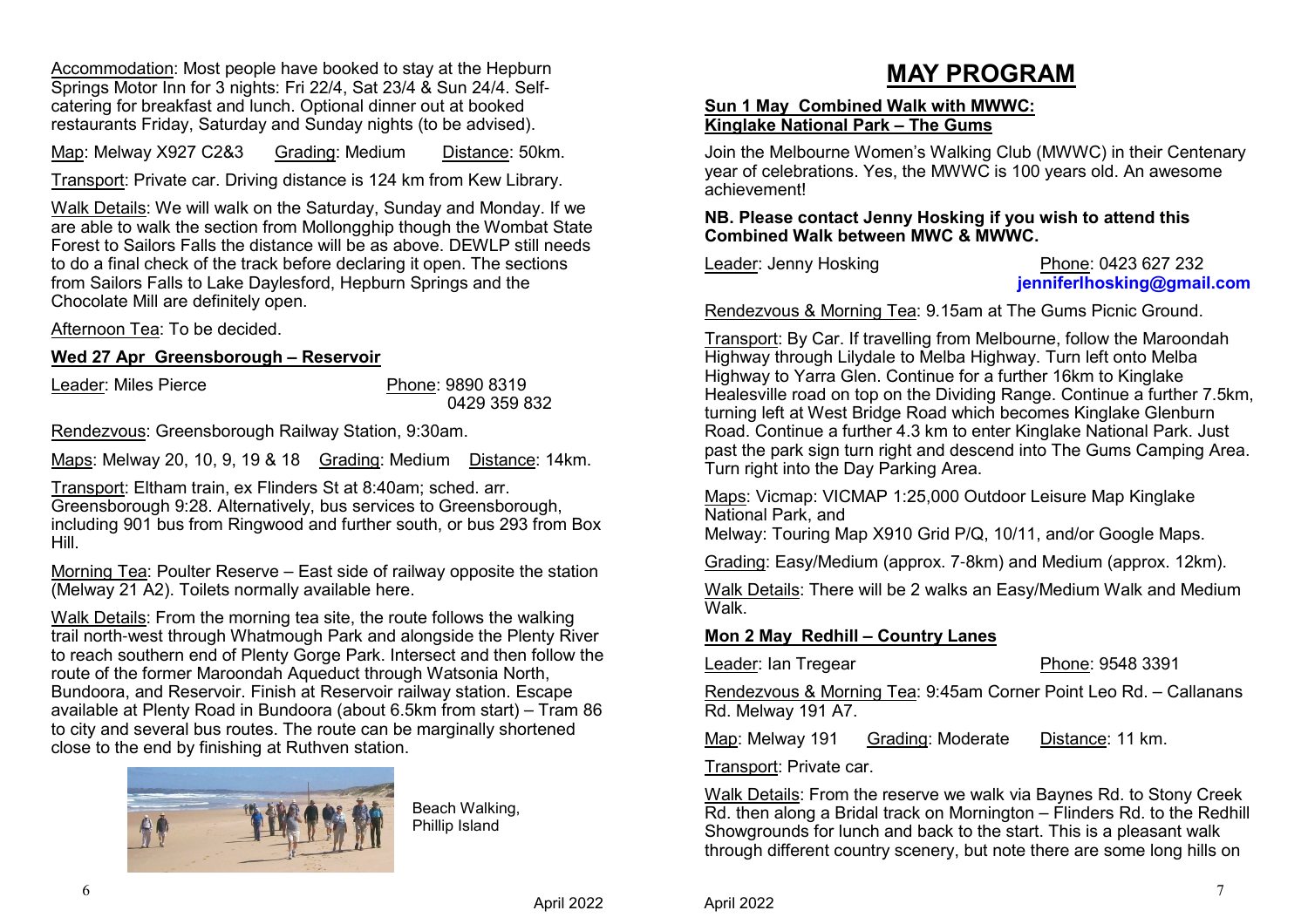Accommodation: Most people have booked to stay at the Hepburn Springs Motor Inn for 3 nights: Fri 22/4, Sat 23/4 & Sun 24/4. Self-catering for breakfast and lunch. Optional dinner out at booked restaurants Friday, Saturday and Sunday nights (to be advised).

Map: Melway X927 C2&3 Grading: Medium Distance: 50km.

Transport: Private car. Driving distance is 124 km from Kew Library.

Walk Details: We will walk on the Saturday, Sunday and Monday. If we are able to walk the section from Mollongghip though the Wombat State Forest to Sailors Falls the distance will be as above. DEWLP still needs to do a final check of the track before declaring it open. The sections from Sailors Falls to Lake Daylesford, Hepburn Springs and the Chocolate Mill are definitely open.

Afternoon Tea: To be decided.

**Wed 27 Apr Greensborough – Reservoir**

Leader: Miles Pierce Phone: 9890 8319
0429 359 832

Rendezvous: Greensborough Railway Station, 9:30am.

Maps: Melway 20, 10, 9, 19 & 18 Grading: Medium Distance: 14km.

Transport: Eltham train, ex Flinders St at 8:40am; sched. arr. Greensborough 9:28. Alternatively, bus services to Greensborough, including 901 bus from Ringwood and further south, or bus 293 from Box Hill.

Morning Tea: Poulter Reserve – East side of railway opposite the station (Melway 21 A2). Toilets normally available here.

Walk Details: From the morning tea site, the route follows the walking trail north-west through Whatmough Park and alongside the Plenty River to reach southern end of Plenty Gorge Park. Intersect and then follow the route of the former Maroondah Aqueduct through Watsonia North, Bundoora, and Reservoir. Finish at Reservoir railway station. Escape available at Plenty Road in Bundoora (about 6.5km from start) – Tram 86 to city and several bus routes. The route can be marginally shortened close to the end by finishing at Ruthven station.

Beach Walking, Phillip Island

# MAY PROGRAM

**Sun 1 May Combined Walk with MWWC: Kinglake National Park – The Gums**

Join the Melbourne Women's Walking Club (MWWC) in their Centenary year of celebrations. Yes, the MWWC is 100 years old. An awesome achievement!

**NB. Please contact Jenny Hosking if you wish to attend this Combined Walk between MWC & MWWC.**

Leader: Jenny Hosking Phone: 0423 627 232
**jenniferlhosking@gmail.com**

Rendezvous & Morning Tea: 9.15am at The Gums Picnic Ground.

Transport: By Car. If travelling from Melbourne, follow the Maroondah Highway through Lilydale to Melba Highway. Turn left onto Melba Highway to Yarra Glen. Continue for a further 16km to Kinglake Healesville road on top on the Dividing Range. Continue a further 7.5km, turning left at West Bridge Road which becomes Kinglake Glenburn Road. Continue a further 4.3 km to enter Kinglake National Park. Just past the park sign turn right and descend into The Gums Camping Area. Turn right into the Day Parking Area.

Maps: Vicmap: VICMAP 1:25,000 Outdoor Leisure Map Kinglake National Park, and
Melway: Touring Map X910 Grid P/Q, 10/11, and/or Google Maps.

Grading: Easy/Medium (approx. 7-8km) and Medium (approx. 12km).

Walk Details: There will be 2 walks an Easy/Medium Walk and Medium Walk.

**Mon 2 May Redhill – Country Lanes**

Leader: Ian Tregear Phone: 9548 3391

Rendezvous & Morning Tea: 9:45am Corner Point Leo Rd. – Callanans Rd. Melway 191 A7.

Map: Melway 191 Grading: Moderate Distance: 11 km.

Transport: Private car.

Walk Details: From the reserve we walk via Baynes Rd. to Stony Creek Rd. then along a Bridal track on Mornington – Flinders Rd. to the Redhill Showgrounds for lunch and back to the start. This is a pleasant walk through different country scenery, but note there are some long hills on